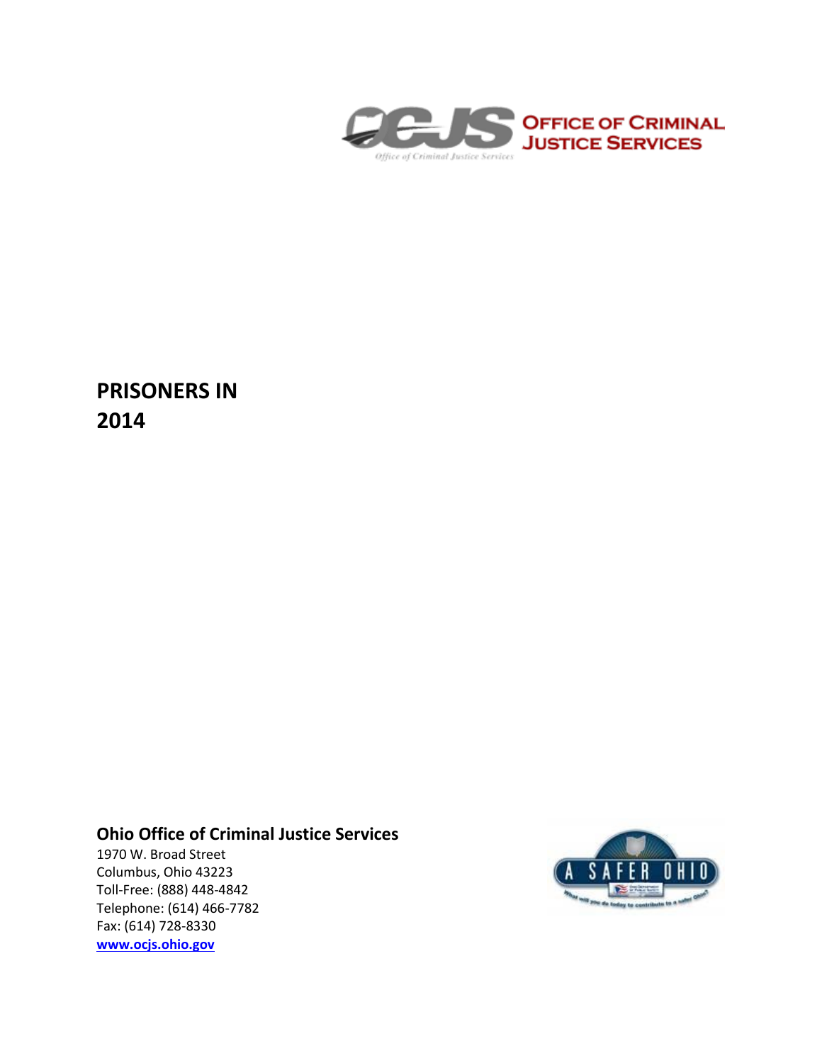OFFICE OF CRIMINAL JUSTICE SERVICES

# PRISONERS IN 2014

**Ohio Office of Criminal Justice Services**
1970 W. Broad Street
Columbus, Ohio 43223
Toll-Free: (888) 448-4842
Telephone: (614) 466-7782
Fax: (614) 728-8330
[www.ocjs.ohio.gov](http://www.ocjs.ohio.gov)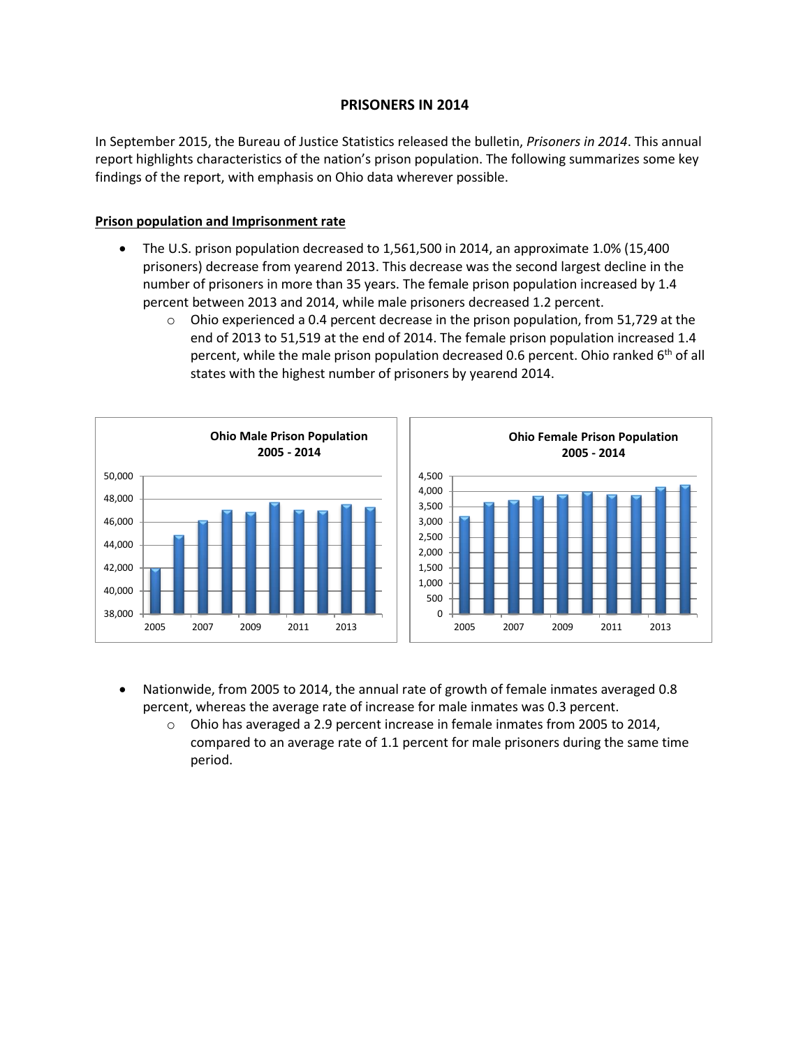## PRISONERS IN 2014

In September 2015, the Bureau of Justice Statistics released the bulletin, *Prisoners in 2014*. This annual report highlights characteristics of the nation's prison population. The following summarizes some key findings of the report, with emphasis on Ohio data wherever possible.

**Prison population and Imprisonment rate**

- The U.S. prison population decreased to 1,561,500 in 2014, an approximate 1.0% (15,400 prisoners) decrease from yearend 2013. This decrease was the second largest decline in the number of prisoners in more than 35 years. The female prison population increased by 1.4 percent between 2013 and 2014, while male prisoners decreased 1.2 percent.
  - Ohio experienced a 0.4 percent decrease in the prison population, from 51,729 at the end of 2013 to 51,519 at the end of 2014. The female prison population increased 1.4 percent, while the male prison population decreased 0.6 percent. Ohio ranked 6th of all states with the highest number of prisoners by yearend 2014.

**Ohio Male Prison Population 2005 - 2014**

**Ohio Female Prison Population 2005 - 2014**

- Nationwide, from 2005 to 2014, the annual rate of growth of female inmates averaged 0.8 percent, whereas the average rate of increase for male inmates was 0.3 percent.
  - Ohio has averaged a 2.9 percent increase in female inmates from 2005 to 2014, compared to an average rate of 1.1 percent for male prisoners during the same time period.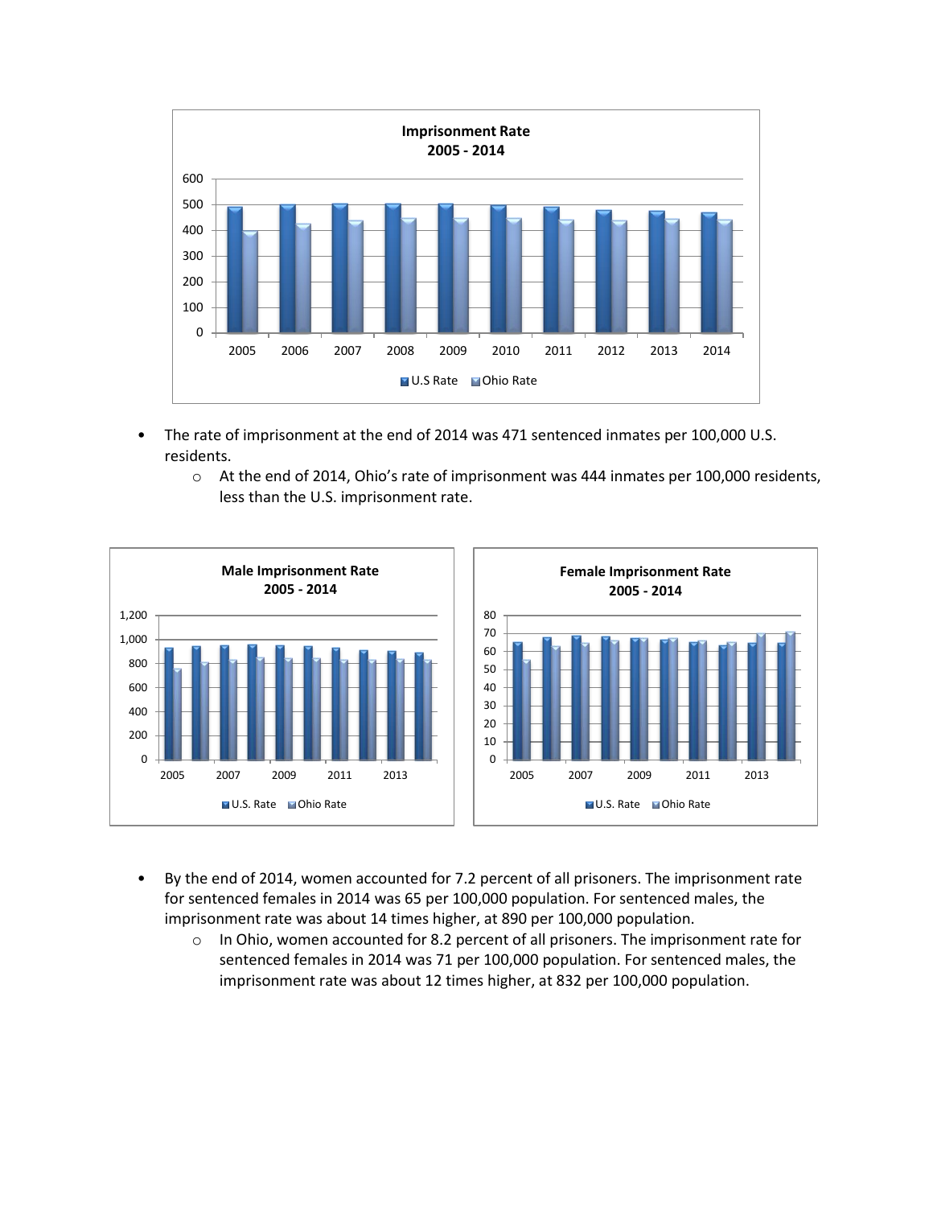- The rate of imprisonment at the end of 2014 was 471 sentenced inmates per 100,000 U.S. residents.
  - At the end of 2014, Ohio's rate of imprisonment was 444 inmates per 100,000 residents, less than the U.S. imprisonment rate.

- By the end of 2014, women accounted for 7.2 percent of all prisoners. The imprisonment rate for sentenced females in 2014 was 65 per 100,000 population. For sentenced males, the imprisonment rate was about 14 times higher, at 890 per 100,000 population.
  - In Ohio, women accounted for 8.2 percent of all prisoners. The imprisonment rate for sentenced females in 2014 was 71 per 100,000 population. For sentenced males, the imprisonment rate was about 12 times higher, at 832 per 100,000 population.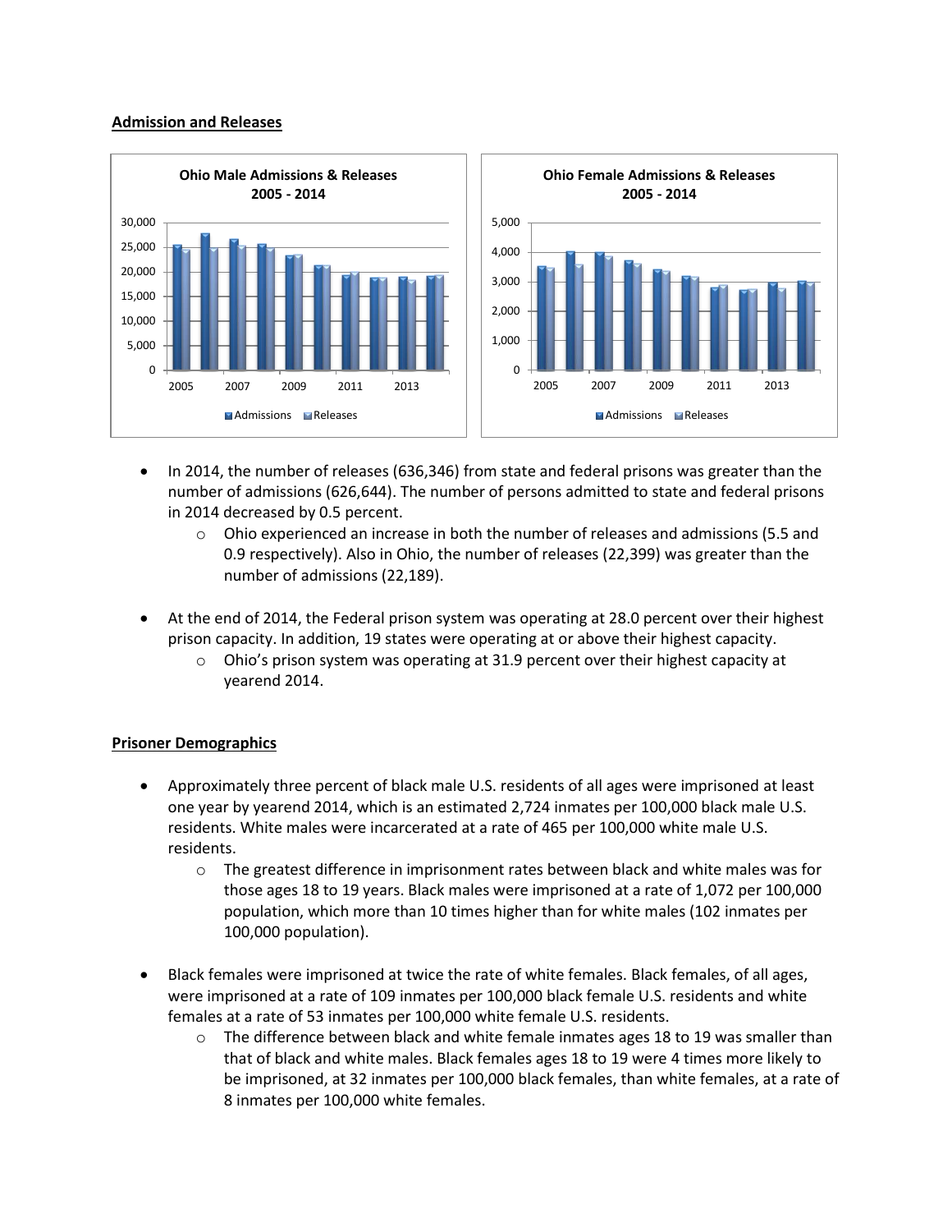## Admission and Releases

- In 2014, the number of releases (636,346) from state and federal prisons was greater than the number of admissions (626,644). The number of persons admitted to state and federal prisons in 2014 decreased by 0.5 percent.
    - Ohio experienced an increase in both the number of releases and admissions (5.5 and 0.9 respectively). Also in Ohio, the number of releases (22,399) was greater than the number of admissions (22,189).

- At the end of 2014, the Federal prison system was operating at 28.0 percent over their highest prison capacity. In addition, 19 states were operating at or above their highest capacity.
    - Ohio's prison system was operating at 31.9 percent over their highest capacity at yearend 2014.

## Prisoner Demographics

- Approximately three percent of black male U.S. residents of all ages were imprisoned at least one year by yearend 2014, which is an estimated 2,724 inmates per 100,000 black male U.S. residents. White males were incarcerated at a rate of 465 per 100,000 white male U.S. residents.
    - The greatest difference in imprisonment rates between black and white males was for those ages 18 to 19 years. Black males were imprisoned at a rate of 1,072 per 100,000 population, which more than 10 times higher than for white males (102 inmates per 100,000 population).

- Black females were imprisoned at twice the rate of white females. Black females, of all ages, were imprisoned at a rate of 109 inmates per 100,000 black female U.S. residents and white females at a rate of 53 inmates per 100,000 white female U.S. residents.
    - The difference between black and white female inmates ages 18 to 19 was smaller than that of black and white males. Black females ages 18 to 19 were 4 times more likely to be imprisoned, at 32 inmates per 100,000 black females, than white females, at a rate of 8 inmates per 100,000 white females.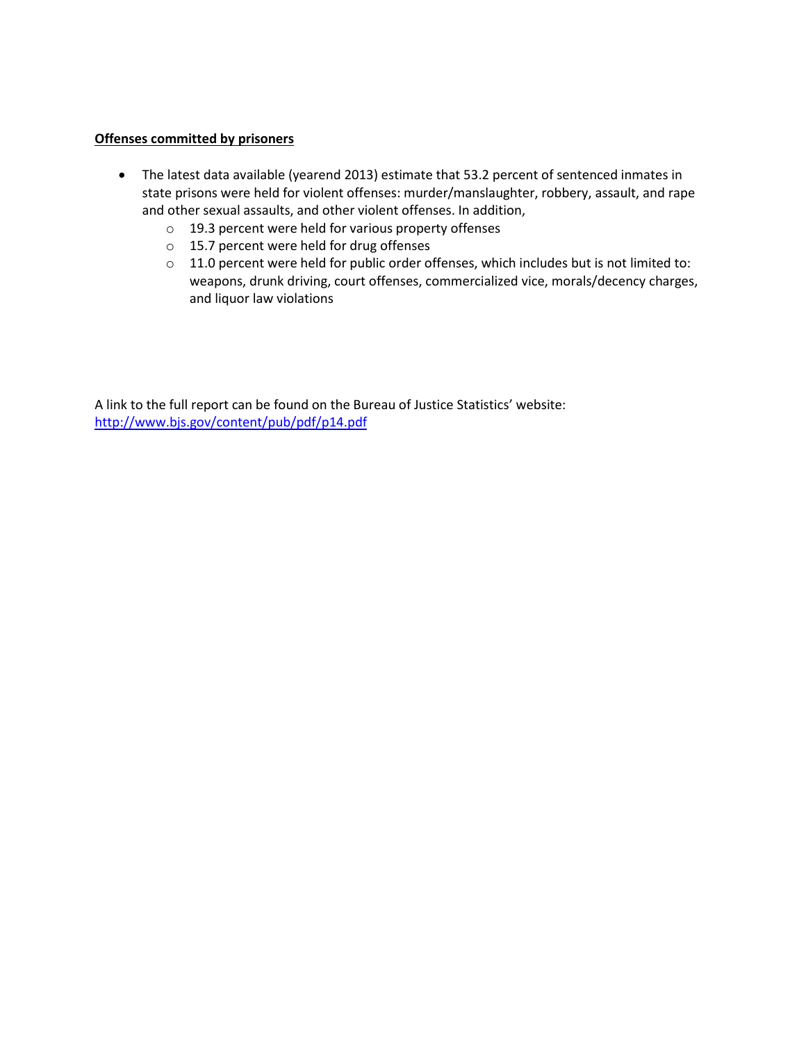**Offenses committed by prisoners**

- The latest data available (yearend 2013) estimate that 53.2 percent of sentenced inmates in state prisons were held for violent offenses: murder/manslaughter, robbery, assault, and rape and other sexual assaults, and other violent offenses. In addition,
    - 19.3 percent were held for various property offenses
    - 15.7 percent were held for drug offenses
    - 11.0 percent were held for public order offenses, which includes but is not limited to: weapons, drunk driving, court offenses, commercialized vice, morals/decency charges, and liquor law violations

A link to the full report can be found on the Bureau of Justice Statistics' website:
http://www.bjs.gov/content/pub/pdf/p14.pdf